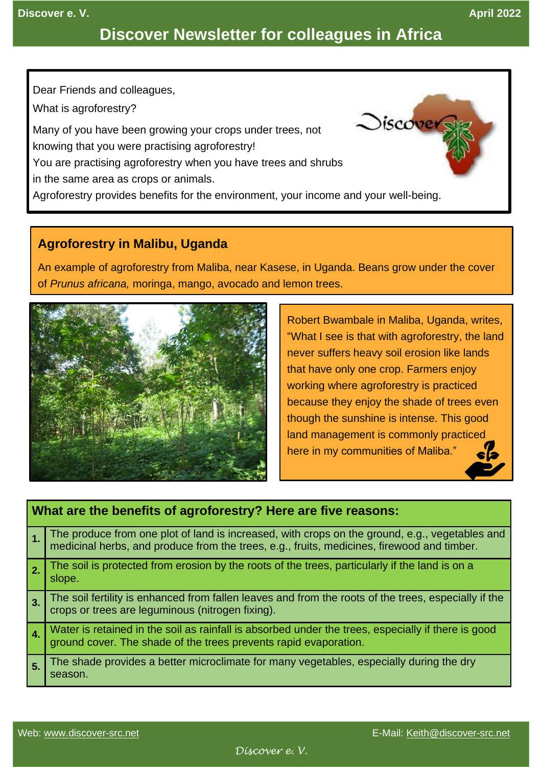Discover e. V. April 2022

# Discover Newsletter for colleagues in Africa

Dear Friends and colleagues,

What is agroforestry?

Many of you have been growing your crops under trees, not knowing that you were practising agroforestry!
You are practising agroforestry when you have trees and shrubs in the same area as crops or animals.
Agroforestry provides benefits for the environment, your income and your well-being.

## Agroforestry in Malibu, Uganda

An example of agroforestry from Maliba, near Kasese, in Uganda. Beans grow under the cover of *Prunus africana,* moringa, mango, avocado and lemon trees.

Robert Bwambale in Maliba, Uganda, writes, "What I see is that with agroforestry, the land never suffers heavy soil erosion like lands that have only one crop. Farmers enjoy working where agroforestry is practiced because they enjoy the shade of trees even though the sunshine is intense. This good land management is commonly practiced here in my communities of Maliba."

## What are the benefits of agroforestry? Here are five reasons:

| | |
|---|---|
| **1.** | The produce from one plot of land is increased, with crops on the ground, e.g., vegetables and medicinal herbs, and produce from the trees, e.g., fruits, medicines, firewood and timber. |
| **2.** | The soil is protected from erosion by the roots of the trees, particularly if the land is on a slope. |
| **3.** | The soil fertility is enhanced from fallen leaves and from the roots of the trees, especially if the crops or trees are leguminous (nitrogen fixing). |
| **4.** | Water is retained in the soil as rainfall is absorbed under the trees, especially if there is good ground cover. The shade of the trees prevents rapid evaporation. |
| **5.** | The shade provides a better microclimate for many vegetables, especially during the dry season. |

Web: www.discover-src.net E-Mail: Keith@discover-src.net

*Discover e. V.*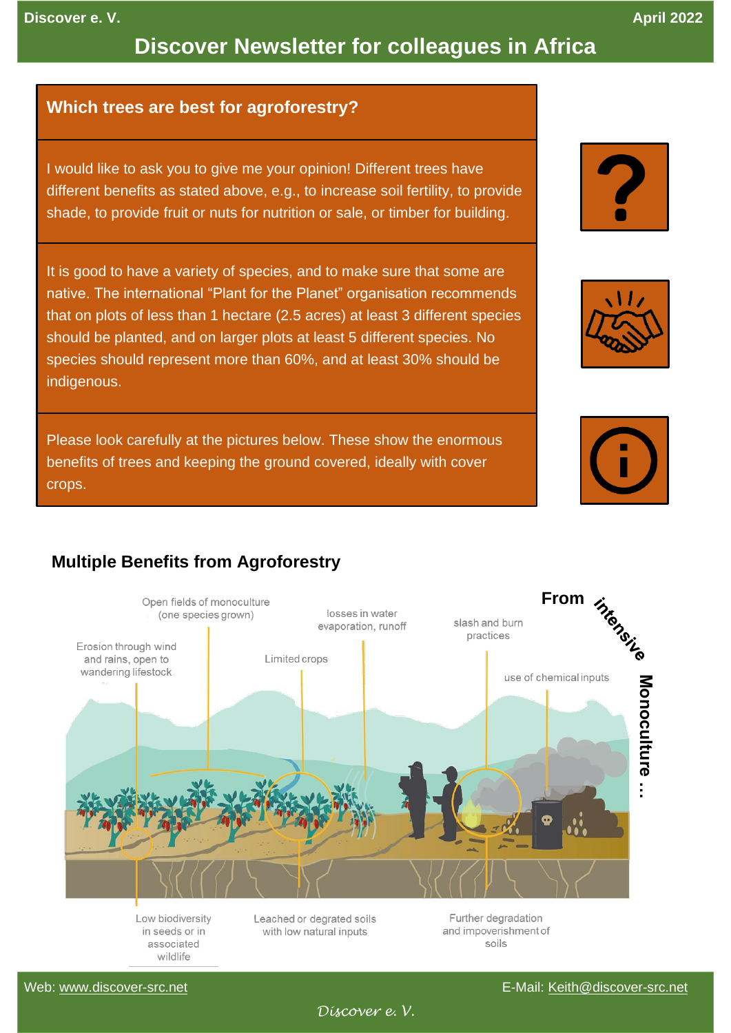## Which trees are best for agroforestry?

I would like to ask you to give me your opinion! Different trees have different benefits as stated above, e.g., to increase soil fertility, to provide shade, to provide fruit or nuts for nutrition or sale, or timber for building.

It is good to have a variety of species, and to make sure that some are native. The international "Plant for the Planet" organisation recommends that on plots of less than 1 hectare (2.5 acres) at least 3 different species should be planted, and on larger plots at least 5 different species. No species should represent more than 60%, and at least 30% should be indigenous.

Please look carefully at the pictures below. These show the enormous benefits of trees and keeping the ground covered, ideally with cover crops.

### Multiple Benefits from Agroforestry

**From intensive Monoculture …**

Open fields of monoculture (one species grown)

Erosion through wind and rains, open to wandering lifestock

Limited crops

losses in water evaporation, runoff

slash and burn practices

use of chemical inputs

Low biodiversity in seeds or in associated wildlife

Leached or degrated soils with low natural inputs

Further degradation and impoverishment of soils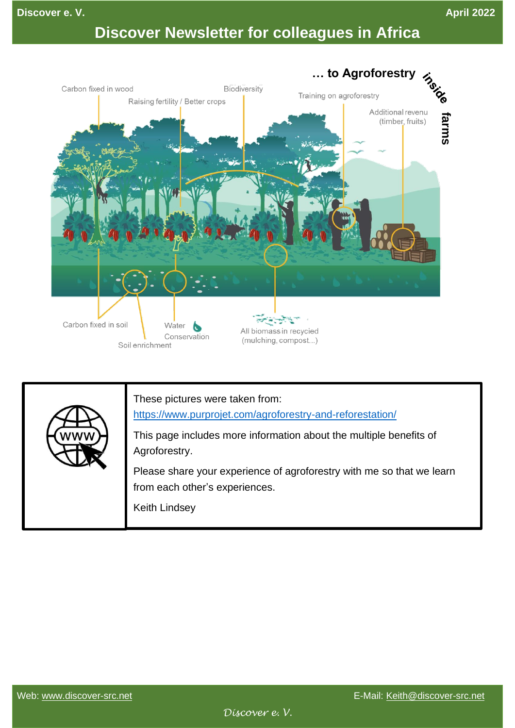... to Agroforestry inside farms

Carbon fixed in wood

Raising fertility / Better crops

Biodiversity

Training on agroforestry

Additional revenu (timber, fruits)

Carbon fixed in soil

Soil enrichment

Water Conservation

All biomass in recycied (mulching, compost...)

These pictures were taken from:
https://www.purprojet.com/agroforestry-and-reforestation/

This page includes more information about the multiple benefits of Agroforestry.

Please share your experience of agroforestry with me so that we learn from each other's experiences.

Keith Lindsey